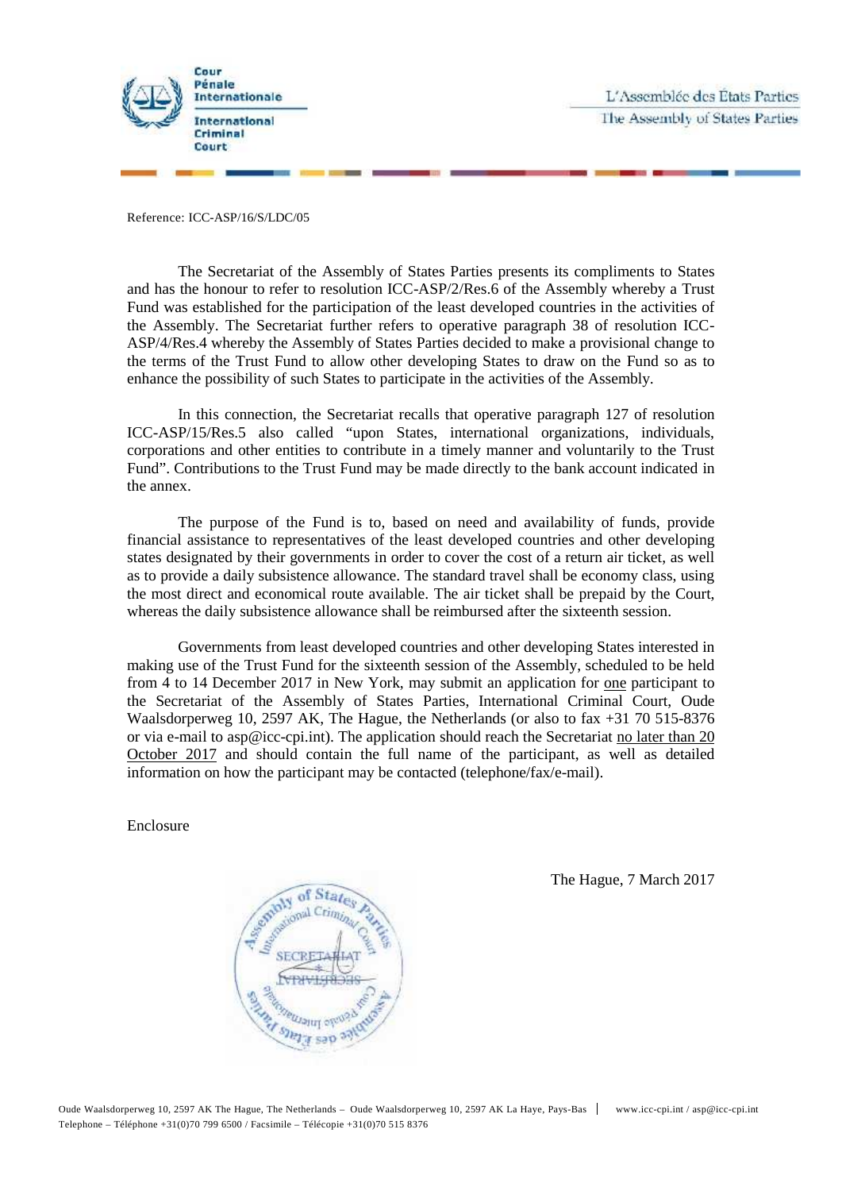Cour Pénale Internationale

International Criminal Court

L'Assemblée des États Parties

The Assembly of States Parties

Reference: ICC-ASP/16/S/LDC/05

The Secretariat of the Assembly of States Parties presents its compliments to States and has the honour to refer to resolution ICC-ASP/2/Res.6 of the Assembly whereby a Trust Fund was established for the participation of the least developed countries in the activities of the Assembly. The Secretariat further refers to operative paragraph 38 of resolution ICC-ASP/4/Res.4 whereby the Assembly of States Parties decided to make a provisional change to the terms of the Trust Fund to allow other developing States to draw on the Fund so as to enhance the possibility of such States to participate in the activities of the Assembly.

In this connection, the Secretariat recalls that operative paragraph 127 of resolution ICC-ASP/15/Res.5 also called "upon States, international organizations, individuals, corporations and other entities to contribute in a timely manner and voluntarily to the Trust Fund". Contributions to the Trust Fund may be made directly to the bank account indicated in the annex.

The purpose of the Fund is to, based on need and availability of funds, provide financial assistance to representatives of the least developed countries and other developing states designated by their governments in order to cover the cost of a return air ticket, as well as to provide a daily subsistence allowance. The standard travel shall be economy class, using the most direct and economical route available. The air ticket shall be prepaid by the Court, whereas the daily subsistence allowance shall be reimbursed after the sixteenth session.

Governments from least developed countries and other developing States interested in making use of the Trust Fund for the sixteenth session of the Assembly, scheduled to be held from 4 to 14 December 2017 in New York, may submit an application for one participant to the Secretariat of the Assembly of States Parties, International Criminal Court, Oude Waalsdorperweg 10, 2597 AK, The Hague, the Netherlands (or also to fax +31 70 515-8376 or via e-mail to asp@icc-cpi.int). The application should reach the Secretariat no later than 20 October 2017 and should contain the full name of the participant, as well as detailed information on how the participant may be contacted (telephone/fax/e-mail).

Enclosure

The Hague, 7 March 2017

Oude Waalsdorperweg 10, 2597 AK The Hague, The Netherlands – Oude Waalsdorperweg 10, 2597 AK La Haye, Pays-Bas | www.icc-cpi.int / asp@icc-cpi.int

Telephone – Téléphone +31(0)70 799 6500 / Facsimile – Télécopie +31(0)70 515 8376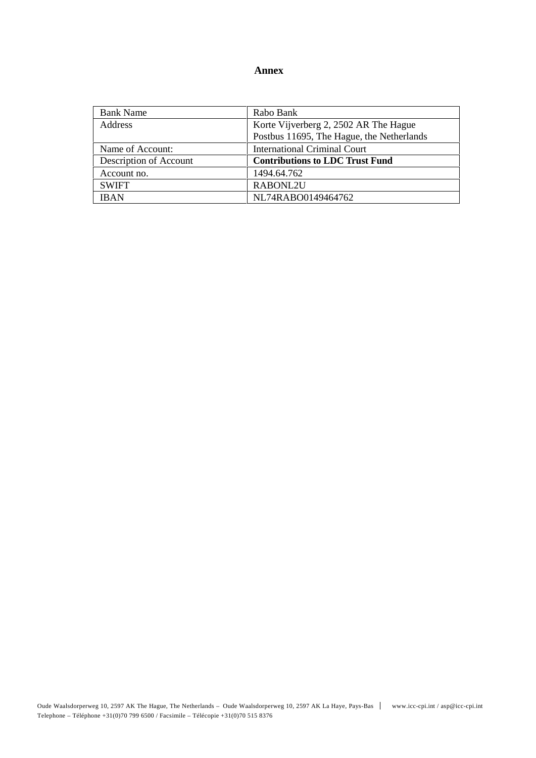**Annex**

| | |
|---|---|
| Bank Name | Rabo Bank |
| Address | Korte Vijverberg 2, 2502 AR The Hague<br>Postbus 11695, The Hague, the Netherlands |
| Name of Account: | International Criminal Court |
| Description of Account | **Contributions to LDC Trust Fund** |
| Account no. | 1494.64.762 |
| SWIFT | RABONL2U |
| IBAN | NL74RABO0149464762 |